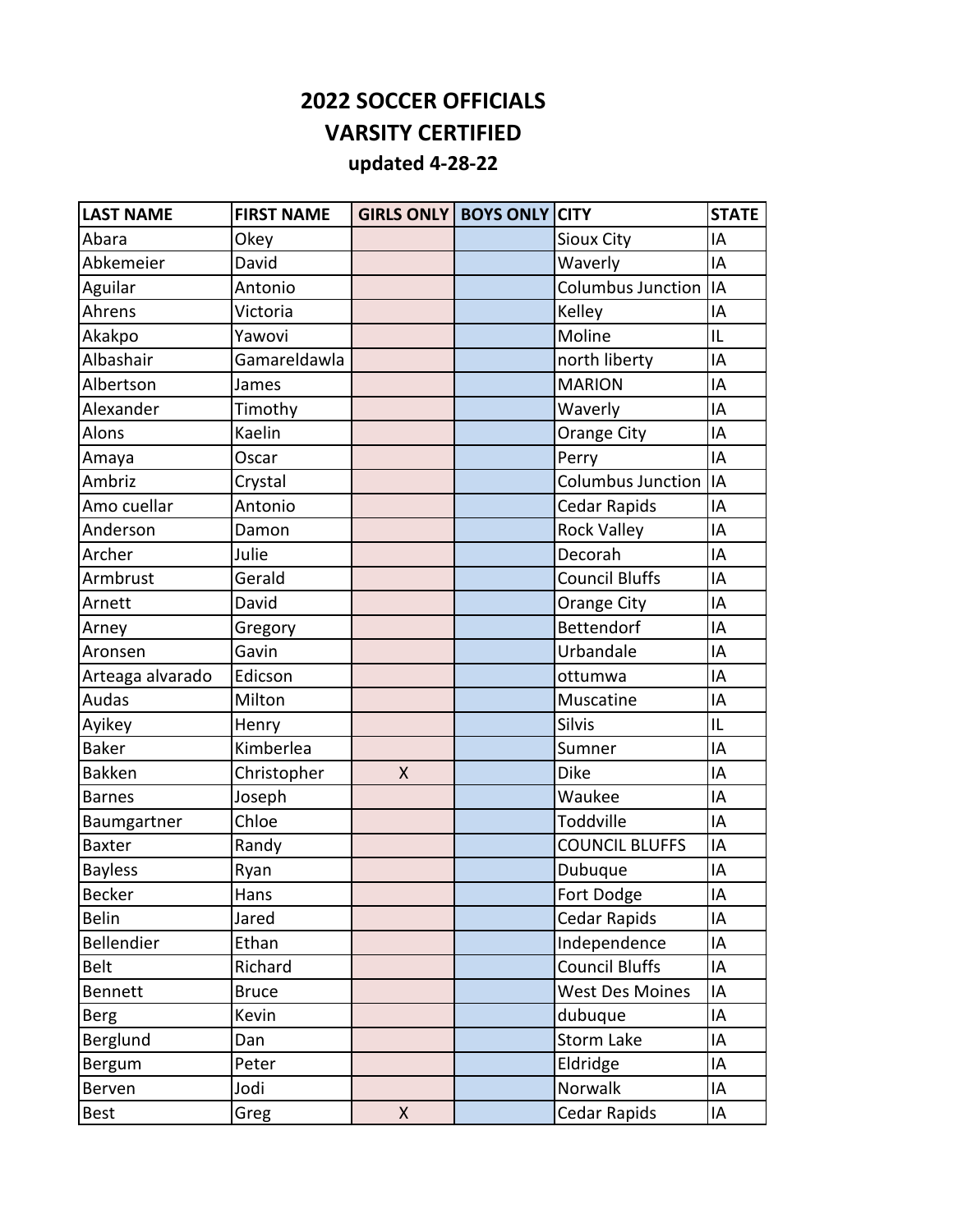# 2022 SOCCER OFFICIALS
## VARSITY CERTIFIED
### updated 4-28-22

| LAST NAME | FIRST NAME | GIRLS ONLY | BOYS ONLY | CITY | STATE |
|---|---|---|---|---|---|
| Abara | Okey | | | Sioux City | IA |
| Abkemeier | David | | | Waverly | IA |
| Aguilar | Antonio | | | Columbus Junction | IA |
| Ahrens | Victoria | | | Kelley | IA |
| Akakpo | Yawovi | | | Moline | IL |
| Albashair | Gamareldawla | | | north liberty | IA |
| Albertson | James | | | MARION | IA |
| Alexander | Timothy | | | Waverly | IA |
| Alons | Kaelin | | | Orange City | IA |
| Amaya | Oscar | | | Perry | IA |
| Ambriz | Crystal | | | Columbus Junction | IA |
| Amo cuellar | Antonio | | | Cedar Rapids | IA |
| Anderson | Damon | | | Rock Valley | IA |
| Archer | Julie | | | Decorah | IA |
| Armbrust | Gerald | | | Council Bluffs | IA |
| Arnett | David | | | Orange City | IA |
| Arney | Gregory | | | Bettendorf | IA |
| Aronsen | Gavin | | | Urbandale | IA |
| Arteaga alvarado | Edicson | | | ottumwa | IA |
| Audas | Milton | | | Muscatine | IA |
| Ayikey | Henry | | | Silvis | IL |
| Baker | Kimberlea | | | Sumner | IA |
| Bakken | Christopher | X | | Dike | IA |
| Barnes | Joseph | | | Waukee | IA |
| Baumgartner | Chloe | | | Toddville | IA |
| Baxter | Randy | | | COUNCIL BLUFFS | IA |
| Bayless | Ryan | | | Dubuque | IA |
| Becker | Hans | | | Fort Dodge | IA |
| Belin | Jared | | | Cedar Rapids | IA |
| Bellendier | Ethan | | | Independence | IA |
| Belt | Richard | | | Council Bluffs | IA |
| Bennett | Bruce | | | West Des Moines | IA |
| Berg | Kevin | | | dubuque | IA |
| Berglund | Dan | | | Storm Lake | IA |
| Bergum | Peter | | | Eldridge | IA |
| Berven | Jodi | | | Norwalk | IA |
| Best | Greg | X | | Cedar Rapids | IA |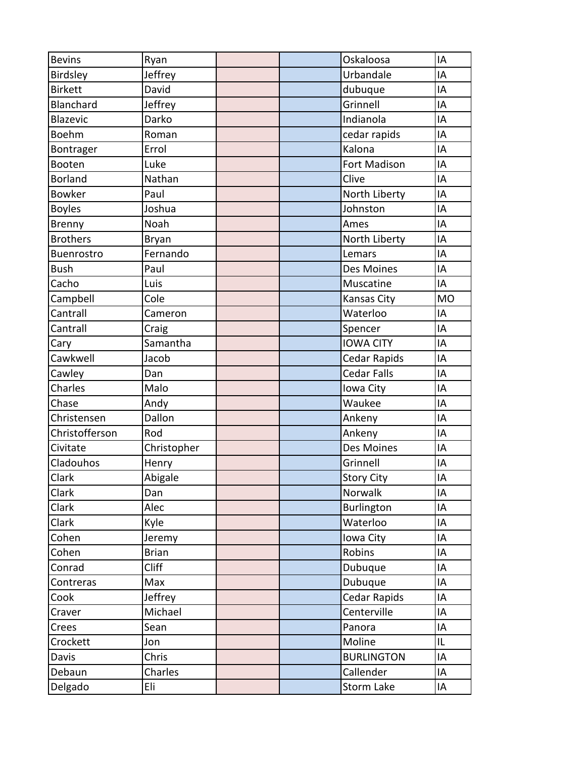| | | | | | |
|---|---|---|---|---|---|
| Bevins | Ryan | | | Oskaloosa | IA |
| Birdsley | Jeffrey | | | Urbandale | IA |
| Birkett | David | | | dubuque | IA |
| Blanchard | Jeffrey | | | Grinnell | IA |
| Blazevic | Darko | | | Indianola | IA |
| Boehm | Roman | | | cedar rapids | IA |
| Bontrager | Errol | | | Kalona | IA |
| Booten | Luke | | | Fort Madison | IA |
| Borland | Nathan | | | Clive | IA |
| Bowker | Paul | | | North Liberty | IA |
| Boyles | Joshua | | | Johnston | IA |
| Brenny | Noah | | | Ames | IA |
| Brothers | Bryan | | | North Liberty | IA |
| Buenrostro | Fernando | | | Lemars | IA |
| Bush | Paul | | | Des Moines | IA |
| Cacho | Luis | | | Muscatine | IA |
| Campbell | Cole | | | Kansas City | MO |
| Cantrall | Cameron | | | Waterloo | IA |
| Cantrall | Craig | | | Spencer | IA |
| Cary | Samantha | | | IOWA CITY | IA |
| Cawkwell | Jacob | | | Cedar Rapids | IA |
| Cawley | Dan | | | Cedar Falls | IA |
| Charles | Malo | | | Iowa City | IA |
| Chase | Andy | | | Waukee | IA |
| Christensen | Dallon | | | Ankeny | IA |
| Christofferson | Rod | | | Ankeny | IA |
| Civitate | Christopher | | | Des Moines | IA |
| Cladouhos | Henry | | | Grinnell | IA |
| Clark | Abigale | | | Story City | IA |
| Clark | Dan | | | Norwalk | IA |
| Clark | Alec | | | Burlington | IA |
| Clark | Kyle | | | Waterloo | IA |
| Cohen | Jeremy | | | Iowa City | IA |
| Cohen | Brian | | | Robins | IA |
| Conrad | Cliff | | | Dubuque | IA |
| Contreras | Max | | | Dubuque | IA |
| Cook | Jeffrey | | | Cedar Rapids | IA |
| Craver | Michael | | | Centerville | IA |
| Crees | Sean | | | Panora | IA |
| Crockett | Jon | | | Moline | IL |
| Davis | Chris | | | BURLINGTON | IA |
| Debaun | Charles | | | Callender | IA |
| Delgado | Eli | | | Storm Lake | IA |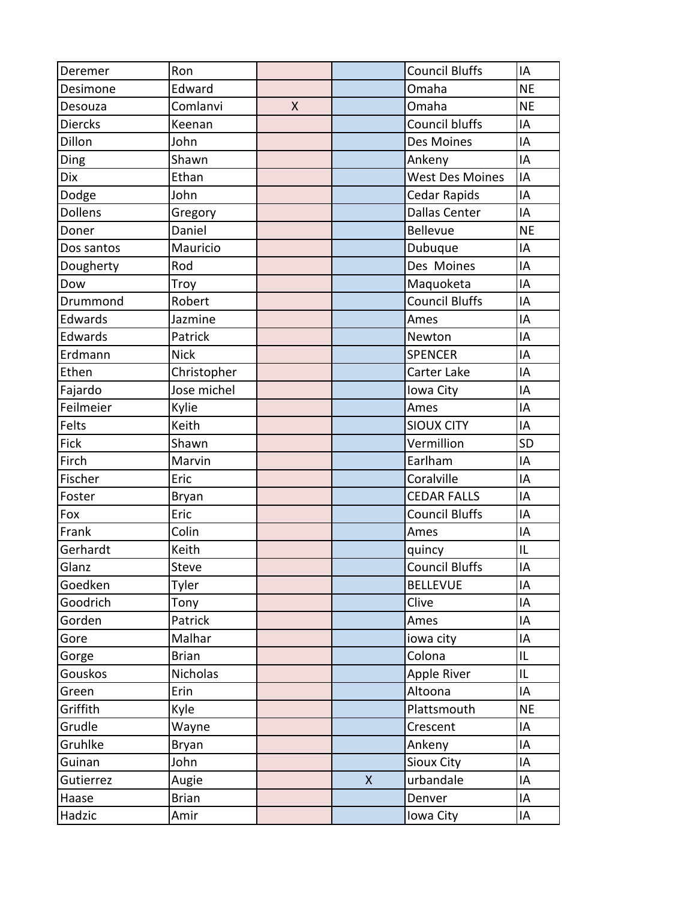| | | | | | |
|---|---|---|---|---|---|
| Deremer | Ron | | | Council Bluffs | IA |
| Desimone | Edward | | | Omaha | NE |
| Desouza | Comlanvi | X | | Omaha | NE |
| Diercks | Keenan | | | Council bluffs | IA |
| Dillon | John | | | Des Moines | IA |
| Ding | Shawn | | | Ankeny | IA |
| Dix | Ethan | | | West Des Moines | IA |
| Dodge | John | | | Cedar Rapids | IA |
| Dollens | Gregory | | | Dallas Center | IA |
| Doner | Daniel | | | Bellevue | NE |
| Dos santos | Mauricio | | | Dubuque | IA |
| Dougherty | Rod | | | Des  Moines | IA |
| Dow | Troy | | | Maquoketa | IA |
| Drummond | Robert | | | Council Bluffs | IA |
| Edwards | Jazmine | | | Ames | IA |
| Edwards | Patrick | | | Newton | IA |
| Erdmann | Nick | | | SPENCER | IA |
| Ethen | Christopher | | | Carter Lake | IA |
| Fajardo | Jose michel | | | Iowa City | IA |
| Feilmeier | Kylie | | | Ames | IA |
| Felts | Keith | | | SIOUX CITY | IA |
| Fick | Shawn | | | Vermillion | SD |
| Firch | Marvin | | | Earlham | IA |
| Fischer | Eric | | | Coralville | IA |
| Foster | Bryan | | | CEDAR FALLS | IA |
| Fox | Eric | | | Council Bluffs | IA |
| Frank | Colin | | | Ames | IA |
| Gerhardt | Keith | | | quincy | IL |
| Glanz | Steve | | | Council Bluffs | IA |
| Goedken | Tyler | | | BELLEVUE | IA |
| Goodrich | Tony | | | Clive | IA |
| Gorden | Patrick | | | Ames | IA |
| Gore | Malhar | | | iowa city | IA |
| Gorge | Brian | | | Colona | IL |
| Gouskos | Nicholas | | | Apple River | IL |
| Green | Erin | | | Altoona | IA |
| Griffith | Kyle | | | Plattsmouth | NE |
| Grudle | Wayne | | | Crescent | IA |
| Gruhlke | Bryan | | | Ankeny | IA |
| Guinan | John | | | Sioux City | IA |
| Gutierrez | Augie | | X | urbandale | IA |
| Haase | Brian | | | Denver | IA |
| Hadzic | Amir | | | Iowa City | IA |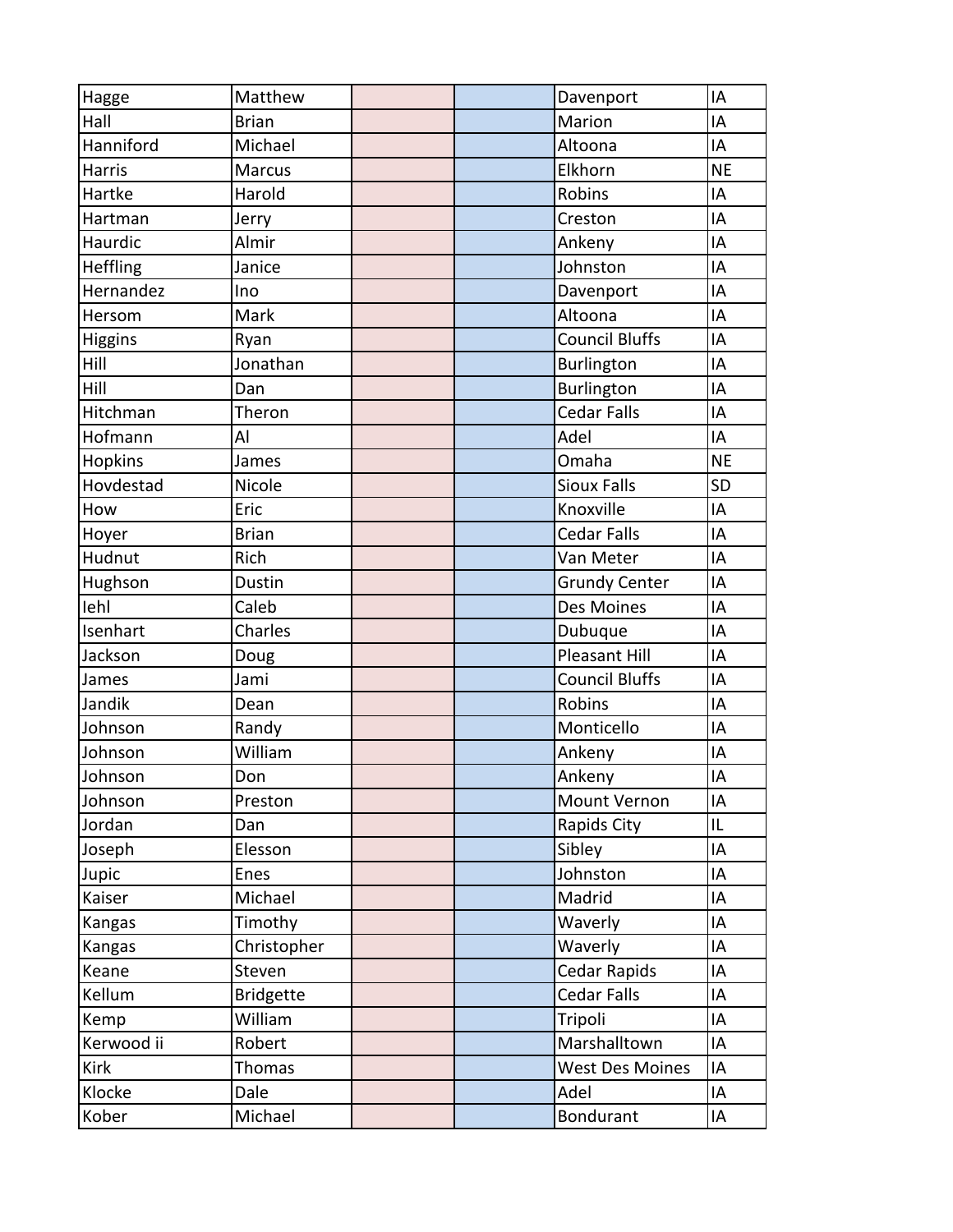| | | | | | |
|---|---|---|---|---|---|
| Hagge | Matthew | | | Davenport | IA |
| Hall | Brian | | | Marion | IA |
| Hanniford | Michael | | | Altoona | IA |
| Harris | Marcus | | | Elkhorn | NE |
| Hartke | Harold | | | Robins | IA |
| Hartman | Jerry | | | Creston | IA |
| Haurdic | Almir | | | Ankeny | IA |
| Heffling | Janice | | | Johnston | IA |
| Hernandez | Ino | | | Davenport | IA |
| Hersom | Mark | | | Altoona | IA |
| Higgins | Ryan | | | Council Bluffs | IA |
| Hill | Jonathan | | | Burlington | IA |
| Hill | Dan | | | Burlington | IA |
| Hitchman | Theron | | | Cedar Falls | IA |
| Hofmann | Al | | | Adel | IA |
| Hopkins | James | | | Omaha | NE |
| Hovdestad | Nicole | | | Sioux Falls | SD |
| How | Eric | | | Knoxville | IA |
| Hoyer | Brian | | | Cedar Falls | IA |
| Hudnut | Rich | | | Van Meter | IA |
| Hughson | Dustin | | | Grundy Center | IA |
| Iehl | Caleb | | | Des Moines | IA |
| Isenhart | Charles | | | Dubuque | IA |
| Jackson | Doug | | | Pleasant Hill | IA |
| James | Jami | | | Council Bluffs | IA |
| Jandik | Dean | | | Robins | IA |
| Johnson | Randy | | | Monticello | IA |
| Johnson | William | | | Ankeny | IA |
| Johnson | Don | | | Ankeny | IA |
| Johnson | Preston | | | Mount Vernon | IA |
| Jordan | Dan | | | Rapids City | IL |
| Joseph | Elesson | | | Sibley | IA |
| Jupic | Enes | | | Johnston | IA |
| Kaiser | Michael | | | Madrid | IA |
| Kangas | Timothy | | | Waverly | IA |
| Kangas | Christopher | | | Waverly | IA |
| Keane | Steven | | | Cedar Rapids | IA |
| Kellum | Bridgette | | | Cedar Falls | IA |
| Kemp | William | | | Tripoli | IA |
| Kerwood ii | Robert | | | Marshalltown | IA |
| Kirk | Thomas | | | West Des Moines | IA |
| Klocke | Dale | | | Adel | IA |
| Kober | Michael | | | Bondurant | IA |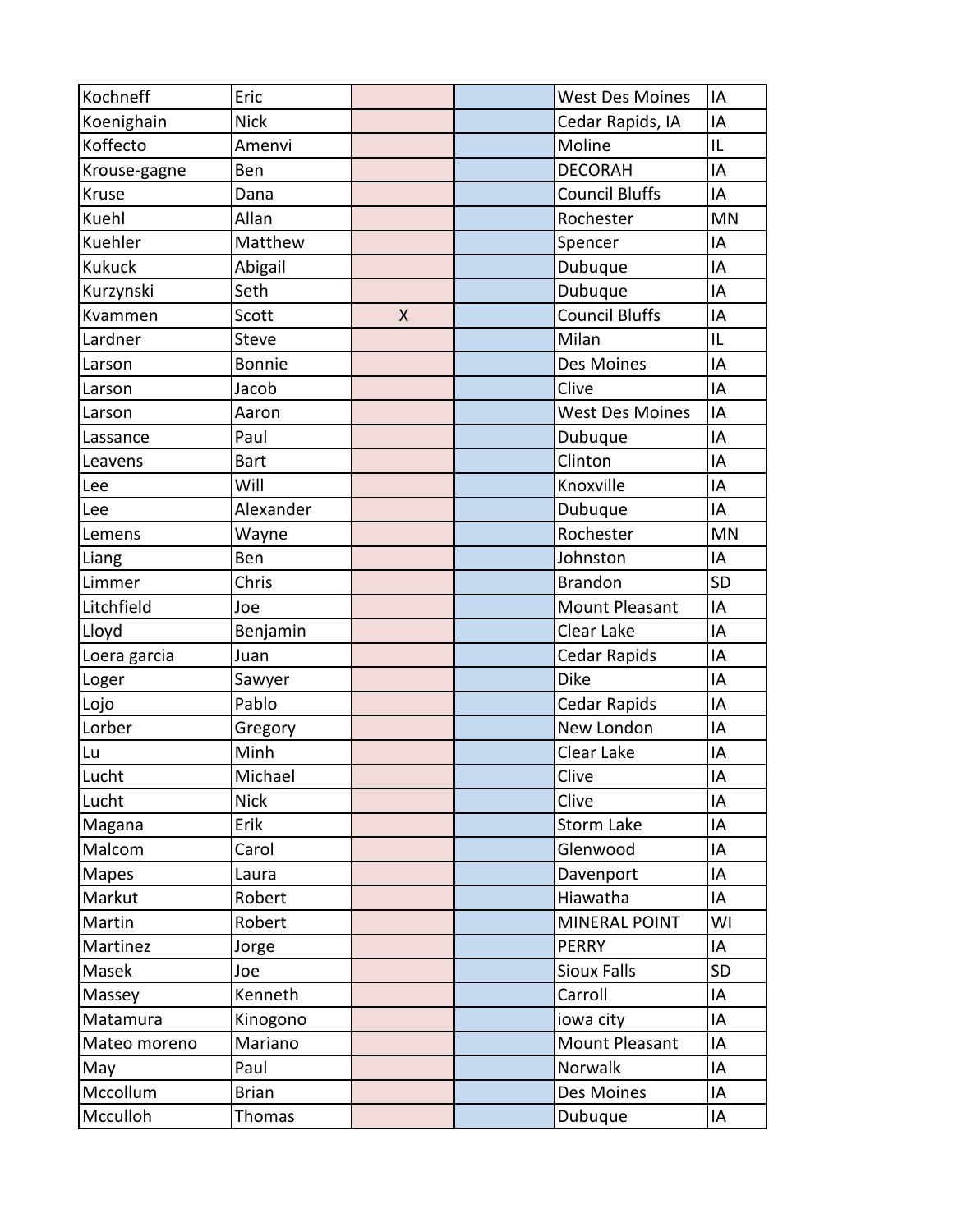| | | | | | |
|---|---|---|---|---|---|
| Kochneff | Eric | | | West Des Moines | IA |
| Koenighain | Nick | | | Cedar Rapids, IA | IA |
| Koffecto | Amenvi | | | Moline | IL |
| Krouse-gagne | Ben | | | DECORAH | IA |
| Kruse | Dana | | | Council Bluffs | IA |
| Kuehl | Allan | | | Rochester | MN |
| Kuehler | Matthew | | | Spencer | IA |
| Kukuck | Abigail | | | Dubuque | IA |
| Kurzynski | Seth | | | Dubuque | IA |
| Kvammen | Scott | X | | Council Bluffs | IA |
| Lardner | Steve | | | Milan | IL |
| Larson | Bonnie | | | Des Moines | IA |
| Larson | Jacob | | | Clive | IA |
| Larson | Aaron | | | West Des Moines | IA |
| Lassance | Paul | | | Dubuque | IA |
| Leavens | Bart | | | Clinton | IA |
| Lee | Will | | | Knoxville | IA |
| Lee | Alexander | | | Dubuque | IA |
| Lemens | Wayne | | | Rochester | MN |
| Liang | Ben | | | Johnston | IA |
| Limmer | Chris | | | Brandon | SD |
| Litchfield | Joe | | | Mount Pleasant | IA |
| Lloyd | Benjamin | | | Clear Lake | IA |
| Loera garcia | Juan | | | Cedar Rapids | IA |
| Loger | Sawyer | | | Dike | IA |
| Lojo | Pablo | | | Cedar Rapids | IA |
| Lorber | Gregory | | | New London | IA |
| Lu | Minh | | | Clear Lake | IA |
| Lucht | Michael | | | Clive | IA |
| Lucht | Nick | | | Clive | IA |
| Magana | Erik | | | Storm Lake | IA |
| Malcom | Carol | | | Glenwood | IA |
| Mapes | Laura | | | Davenport | IA |
| Markut | Robert | | | Hiawatha | IA |
| Martin | Robert | | | MINERAL POINT | WI |
| Martinez | Jorge | | | PERRY | IA |
| Masek | Joe | | | Sioux Falls | SD |
| Massey | Kenneth | | | Carroll | IA |
| Matamura | Kinogono | | | iowa city | IA |
| Mateo moreno | Mariano | | | Mount Pleasant | IA |
| May | Paul | | | Norwalk | IA |
| Mccollum | Brian | | | Des Moines | IA |
| Mcculloh | Thomas | | | Dubuque | IA |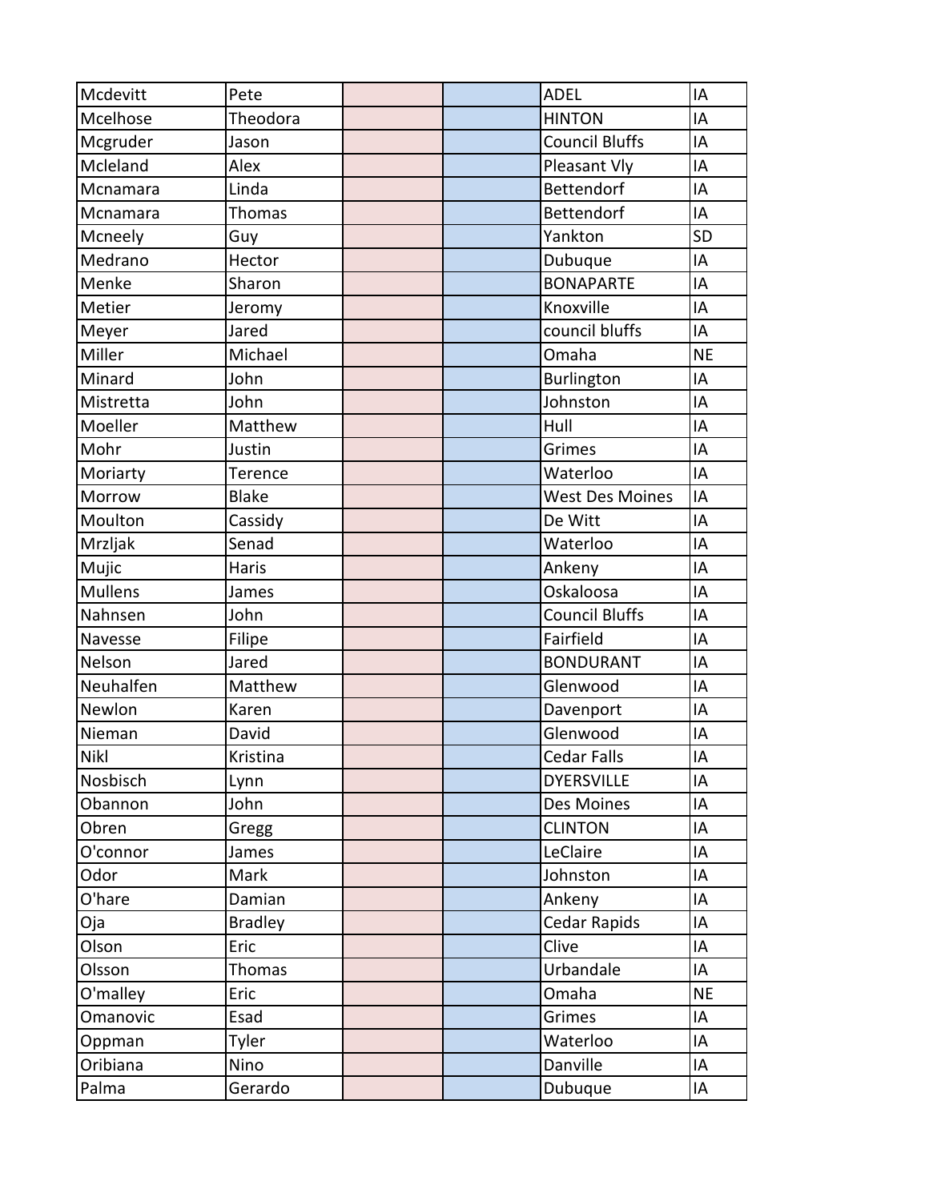| | | | | | |
|---|---|---|---|---|---|
| Mcdevitt | Pete | | | ADEL | IA |
| Mcelhose | Theodora | | | HINTON | IA |
| Mcgruder | Jason | | | Council Bluffs | IA |
| Mcleland | Alex | | | Pleasant Vly | IA |
| Mcnamara | Linda | | | Bettendorf | IA |
| Mcnamara | Thomas | | | Bettendorf | IA |
| Mcneely | Guy | | | Yankton | SD |
| Medrano | Hector | | | Dubuque | IA |
| Menke | Sharon | | | BONAPARTE | IA |
| Metier | Jeromy | | | Knoxville | IA |
| Meyer | Jared | | | council bluffs | IA |
| Miller | Michael | | | Omaha | NE |
| Minard | John | | | Burlington | IA |
| Mistretta | John | | | Johnston | IA |
| Moeller | Matthew | | | Hull | IA |
| Mohr | Justin | | | Grimes | IA |
| Moriarty | Terence | | | Waterloo | IA |
| Morrow | Blake | | | West Des Moines | IA |
| Moulton | Cassidy | | | De Witt | IA |
| Mrzljak | Senad | | | Waterloo | IA |
| Mujic | Haris | | | Ankeny | IA |
| Mullens | James | | | Oskaloosa | IA |
| Nahnsen | John | | | Council Bluffs | IA |
| Navesse | Filipe | | | Fairfield | IA |
| Nelson | Jared | | | BONDURANT | IA |
| Neuhalfen | Matthew | | | Glenwood | IA |
| Newlon | Karen | | | Davenport | IA |
| Nieman | David | | | Glenwood | IA |
| Nikl | Kristina | | | Cedar Falls | IA |
| Nosbisch | Lynn | | | DYERSVILLE | IA |
| Obannon | John | | | Des Moines | IA |
| Obren | Gregg | | | CLINTON | IA |
| O'connor | James | | | LeClaire | IA |
| Odor | Mark | | | Johnston | IA |
| O'hare | Damian | | | Ankeny | IA |
| Oja | Bradley | | | Cedar Rapids | IA |
| Olson | Eric | | | Clive | IA |
| Olsson | Thomas | | | Urbandale | IA |
| O'malley | Eric | | | Omaha | NE |
| Omanovic | Esad | | | Grimes | IA |
| Oppman | Tyler | | | Waterloo | IA |
| Oribiana | Nino | | | Danville | IA |
| Palma | Gerardo | | | Dubuque | IA |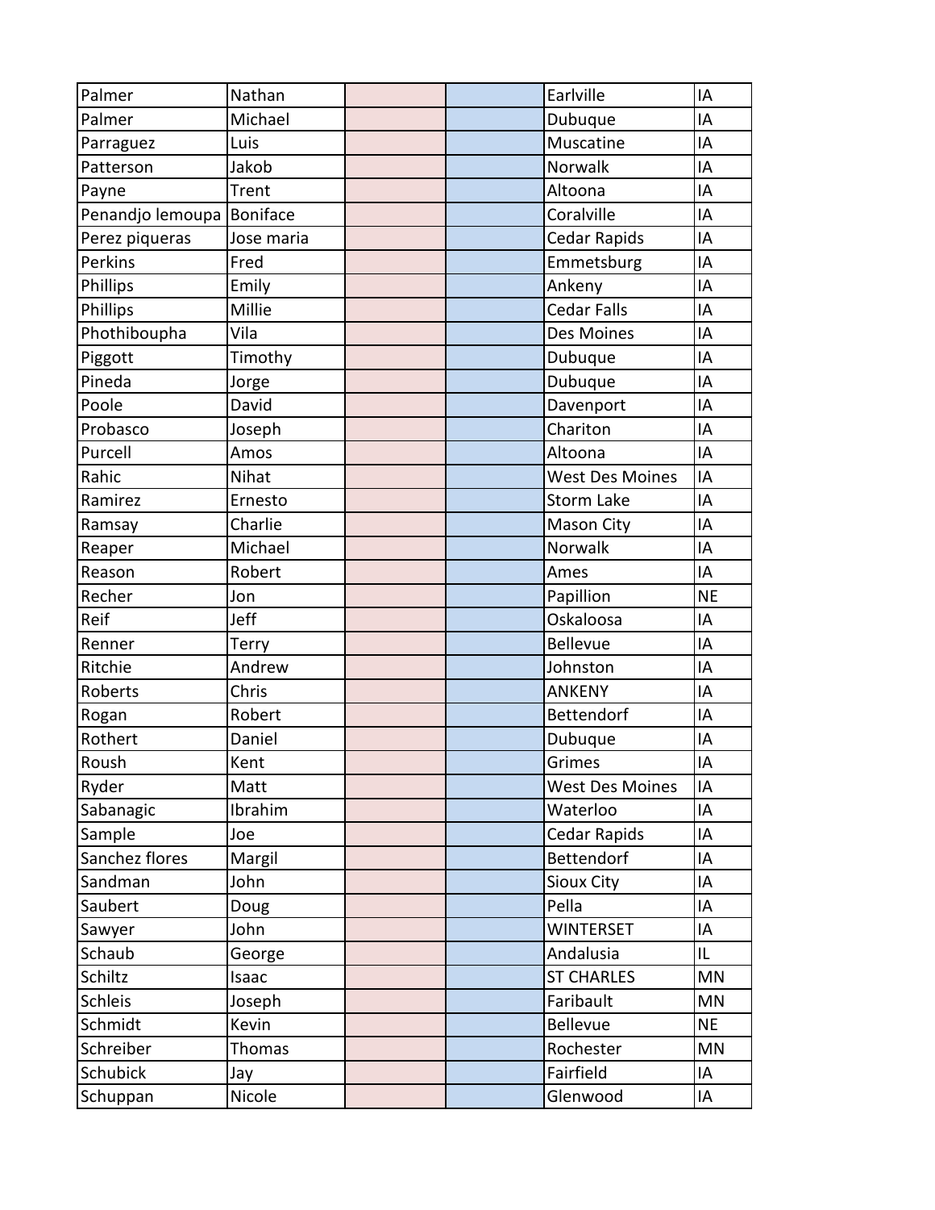| | | | | | |
|---|---|---|---|---|---|
| Palmer | Nathan | | | Earlville | IA |
| Palmer | Michael | | | Dubuque | IA |
| Parraguez | Luis | | | Muscatine | IA |
| Patterson | Jakob | | | Norwalk | IA |
| Payne | Trent | | | Altoona | IA |
| Penandjo lemoupa | Boniface | | | Coralville | IA |
| Perez piqueras | Jose maria | | | Cedar Rapids | IA |
| Perkins | Fred | | | Emmetsburg | IA |
| Phillips | Emily | | | Ankeny | IA |
| Phillips | Millie | | | Cedar Falls | IA |
| Phothiboupha | Vila | | | Des Moines | IA |
| Piggott | Timothy | | | Dubuque | IA |
| Pineda | Jorge | | | Dubuque | IA |
| Poole | David | | | Davenport | IA |
| Probasco | Joseph | | | Chariton | IA |
| Purcell | Amos | | | Altoona | IA |
| Rahic | Nihat | | | West Des Moines | IA |
| Ramirez | Ernesto | | | Storm Lake | IA |
| Ramsay | Charlie | | | Mason City | IA |
| Reaper | Michael | | | Norwalk | IA |
| Reason | Robert | | | Ames | IA |
| Recher | Jon | | | Papillion | NE |
| Reif | Jeff | | | Oskaloosa | IA |
| Renner | Terry | | | Bellevue | IA |
| Ritchie | Andrew | | | Johnston | IA |
| Roberts | Chris | | | ANKENY | IA |
| Rogan | Robert | | | Bettendorf | IA |
| Rothert | Daniel | | | Dubuque | IA |
| Roush | Kent | | | Grimes | IA |
| Ryder | Matt | | | West Des Moines | IA |
| Sabanagic | Ibrahim | | | Waterloo | IA |
| Sample | Joe | | | Cedar Rapids | IA |
| Sanchez flores | Margil | | | Bettendorf | IA |
| Sandman | John | | | Sioux City | IA |
| Saubert | Doug | | | Pella | IA |
| Sawyer | John | | | WINTERSET | IA |
| Schaub | George | | | Andalusia | IL |
| Schiltz | Isaac | | | ST CHARLES | MN |
| Schleis | Joseph | | | Faribault | MN |
| Schmidt | Kevin | | | Bellevue | NE |
| Schreiber | Thomas | | | Rochester | MN |
| Schubick | Jay | | | Fairfield | IA |
| Schuppan | Nicole | | | Glenwood | IA |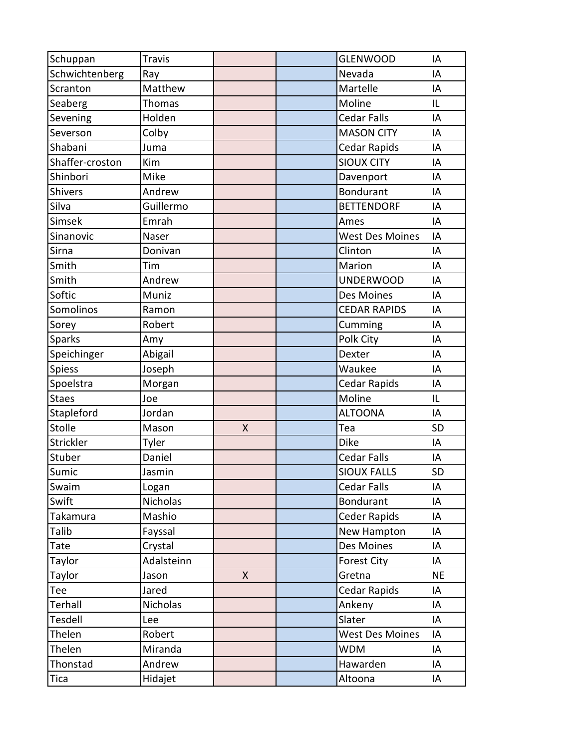| | | | | | |
|---|---|---|---|---|---|
| Schuppan | Travis | | | GLENWOOD | IA |
| Schwichtenberg | Ray | | | Nevada | IA |
| Scranton | Matthew | | | Martelle | IA |
| Seaberg | Thomas | | | Moline | IL |
| Sevening | Holden | | | Cedar Falls | IA |
| Severson | Colby | | | MASON CITY | IA |
| Shabani | Juma | | | Cedar Rapids | IA |
| Shaffer-croston | Kim | | | SIOUX CITY | IA |
| Shinbori | Mike | | | Davenport | IA |
| Shivers | Andrew | | | Bondurant | IA |
| Silva | Guillermo | | | BETTENDORF | IA |
| Simsek | Emrah | | | Ames | IA |
| Sinanovic | Naser | | | West Des Moines | IA |
| Sirna | Donivan | | | Clinton | IA |
| Smith | Tim | | | Marion | IA |
| Smith | Andrew | | | UNDERWOOD | IA |
| Softic | Muniz | | | Des Moines | IA |
| Somolinos | Ramon | | | CEDAR RAPIDS | IA |
| Sorey | Robert | | | Cumming | IA |
| Sparks | Amy | | | Polk City | IA |
| Speichinger | Abigail | | | Dexter | IA |
| Spiess | Joseph | | | Waukee | IA |
| Spoelstra | Morgan | | | Cedar Rapids | IA |
| Staes | Joe | | | Moline | IL |
| Stapleford | Jordan | | | ALTOONA | IA |
| Stolle | Mason | X | | Tea | SD |
| Strickler | Tyler | | | Dike | IA |
| Stuber | Daniel | | | Cedar Falls | IA |
| Sumic | Jasmin | | | SIOUX FALLS | SD |
| Swaim | Logan | | | Cedar Falls | IA |
| Swift | Nicholas | | | Bondurant | IA |
| Takamura | Mashio | | | Ceder Rapids | IA |
| Talib | Fayssal | | | New Hampton | IA |
| Tate | Crystal | | | Des Moines | IA |
| Taylor | Adalsteinn | | | Forest City | IA |
| Taylor | Jason | X | | Gretna | NE |
| Tee | Jared | | | Cedar Rapids | IA |
| Terhall | Nicholas | | | Ankeny | IA |
| Tesdell | Lee | | | Slater | IA |
| Thelen | Robert | | | West Des Moines | IA |
| Thelen | Miranda | | | WDM | IA |
| Thonstad | Andrew | | | Hawarden | IA |
| Tica | Hidajet | | | Altoona | IA |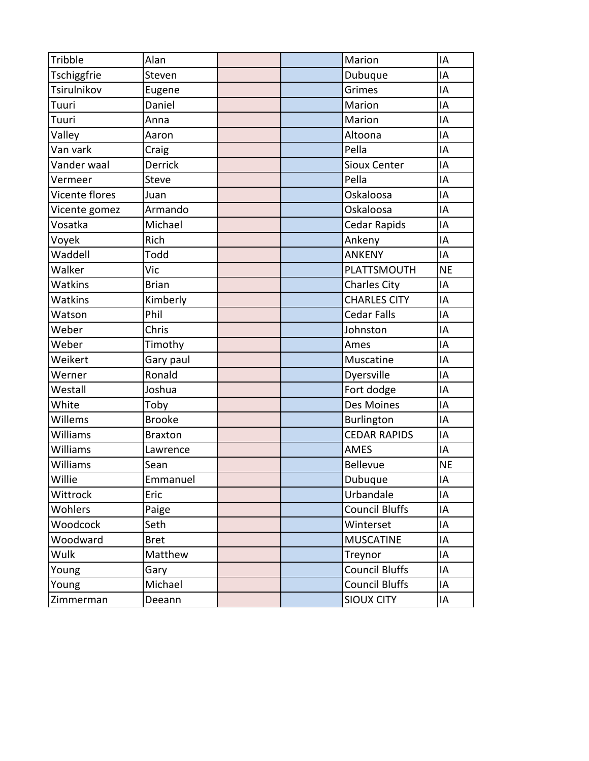| | | | | | |
|---|---|---|---|---|---|
| Tribble | Alan | | | Marion | IA |
| Tschiggfrie | Steven | | | Dubuque | IA |
| Tsirulnikov | Eugene | | | Grimes | IA |
| Tuuri | Daniel | | | Marion | IA |
| Tuuri | Anna | | | Marion | IA |
| Valley | Aaron | | | Altoona | IA |
| Van vark | Craig | | | Pella | IA |
| Vander waal | Derrick | | | Sioux Center | IA |
| Vermeer | Steve | | | Pella | IA |
| Vicente flores | Juan | | | Oskaloosa | IA |
| Vicente gomez | Armando | | | Oskaloosa | IA |
| Vosatka | Michael | | | Cedar Rapids | IA |
| Voyek | Rich | | | Ankeny | IA |
| Waddell | Todd | | | ANKENY | IA |
| Walker | Vic | | | PLATTSMOUTH | NE |
| Watkins | Brian | | | Charles City | IA |
| Watkins | Kimberly | | | CHARLES CITY | IA |
| Watson | Phil | | | Cedar Falls | IA |
| Weber | Chris | | | Johnston | IA |
| Weber | Timothy | | | Ames | IA |
| Weikert | Gary paul | | | Muscatine | IA |
| Werner | Ronald | | | Dyersville | IA |
| Westall | Joshua | | | Fort dodge | IA |
| White | Toby | | | Des Moines | IA |
| Willems | Brooke | | | Burlington | IA |
| Williams | Braxton | | | CEDAR RAPIDS | IA |
| Williams | Lawrence | | | AMES | IA |
| Williams | Sean | | | Bellevue | NE |
| Willie | Emmanuel | | | Dubuque | IA |
| Wittrock | Eric | | | Urbandale | IA |
| Wohlers | Paige | | | Council Bluffs | IA |
| Woodcock | Seth | | | Winterset | IA |
| Woodward | Bret | | | MUSCATINE | IA |
| Wulk | Matthew | | | Treynor | IA |
| Young | Gary | | | Council Bluffs | IA |
| Young | Michael | | | Council Bluffs | IA |
| Zimmerman | Deeann | | | SIOUX CITY | IA |